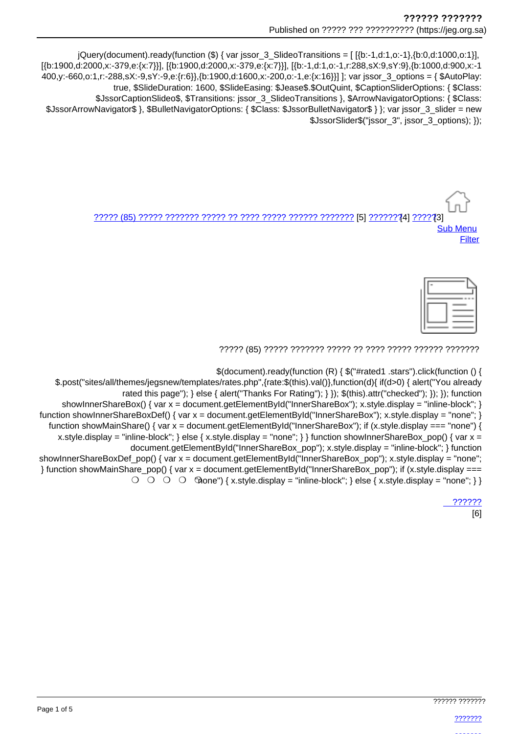jQuery(document).ready(function ($) { var jssor_3_SlideoTransitions = [ [{b:-1,d:1,o:-1},{b:0,d:1000,o:1}], [{b:1900,d:2000,x:-379,e:{x:7}}], [{b:1900,d:2000,x:-379,e:{x:7}}], [{b:-1,d:1,o:-1,r:288,sX:9,sY:9},{b:1000,d:900,x:-1400,y:-660,o:1,r:-288,sX:-9,sY:-9,e:{r:6}},{b:1900,d:1600,x:-200,o:-1,e:{x:16}}] ]; var jssor_3_options = { $AutoPlay: true, $SlideDuration: 1600, $SlideEasing: $Jease$.$OutQuint, $CaptionSliderOptions: { $Class: $JssorCaptionSlideo$, $Transitions: jssor_3_SlideoTransitions }, $ArrowNavigatorOptions: { $Class: $JssorArrowNavigator$ }, $BulletNavigatorOptions: { $Class: $JssorBulletNavigator$ } }; var jssor_3_slider = new $JssorSlider$("jssor_3", jssor_3_options); });

????? (85) ????? ??????? ????? ?? ???? ????? ?????? ??????? [5] ??????? [4] ????? [3]

Sub Menu

Filter

????? (85) ????? ??????? ????? ?? ???? ????? ?????? ???????

$(document).ready(function (R) { $("#rated1 .stars").click(function () { $.post("sites/all/themes/jegsnew/templates/rates.php",{rate:$(this).val()},function(d){ if(d>0) { alert("You already rated this page"); } else { alert("Thanks For Rating"); } }); $(this).attr("checked"); }); }); function showInnerShareBox() { var x = document.getElementById("InnerShareBox"); x.style.display = "inline-block"; } function showInnerShareBoxDef() { var x = document.getElementById("InnerShareBox"); x.style.display = "none"; } function showMainShare() { var x = document.getElementById("InnerShareBox"); if (x.style.display === "none") { x.style.display = "inline-block"; } else { x.style.display = "none"; } } function showInnerShareBox_pop() { var x = document.getElementById("InnerShareBox_pop"); x.style.display = "inline-block"; } function showInnerShareBoxDef_pop() { var x = document.getElementById("InnerShareBox_pop"); x.style.display = "none"; } function showMainShare_pop() { var x = document.getElementById("InnerShareBox_pop"); if (x.style.display === "none") { x.style.display = "inline-block"; } else { x.style.display = "none"; } }

?????? [6]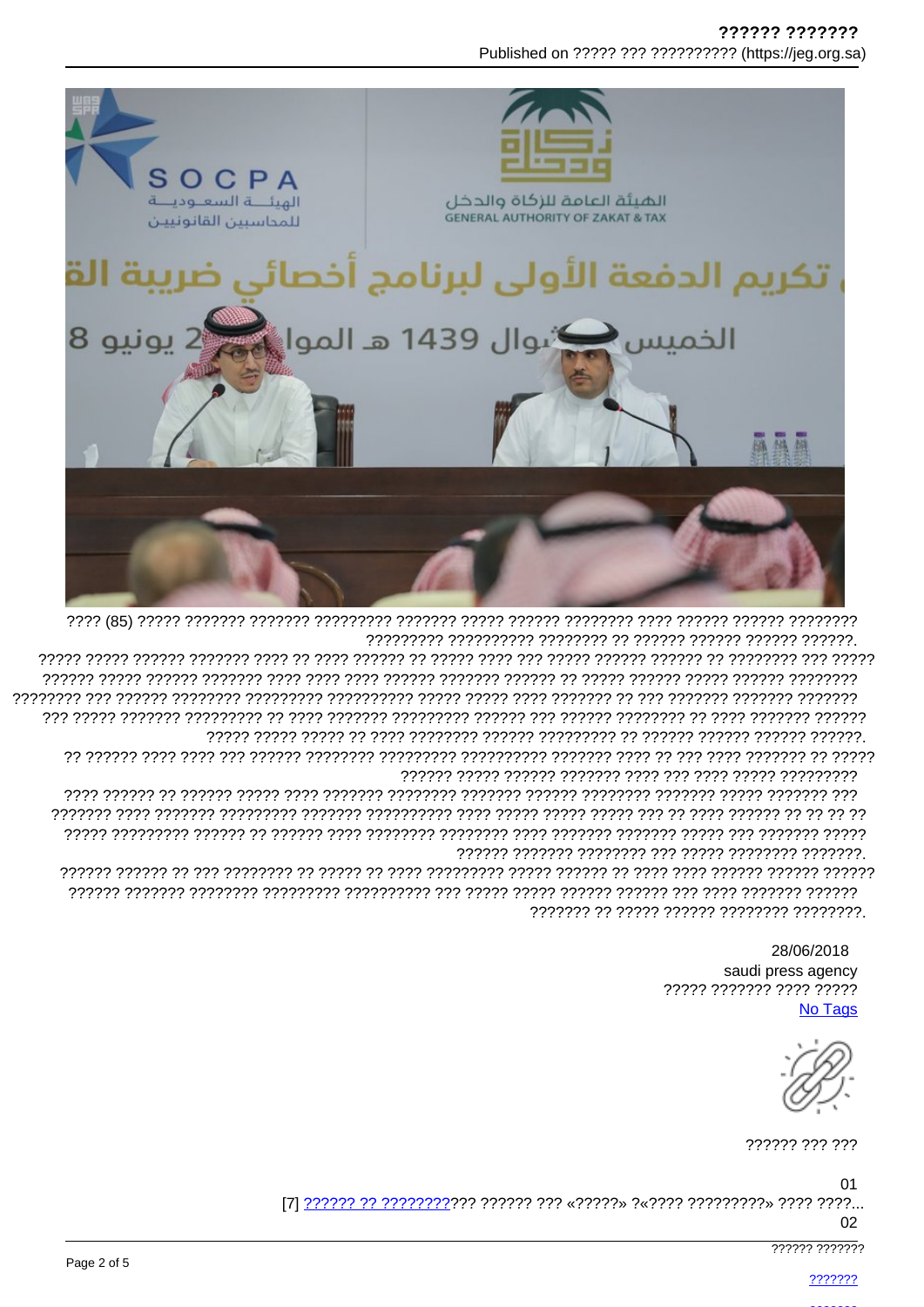???? (85) ????? ??????? ??????? ????????? ??????? ????? ?????? ???????? ???? ?????? ?????? ???????? ????????? ?????????? ???????? ?? ?????? ?????? ?????? ??????.

????? ????? ?????? ??????? ???? ?? ???? ?????? ?? ????? ???? ??? ????? ?????? ?????? ?? ???????? ??? ????? ?????? ????? ?????? ??????? ???? ???? ???? ?????? ??????? ?????? ?? ????? ?????? ????? ?????? ???????? ???????? ??? ?????? ???????? ????????? ?????????? ????? ????? ???? ??????? ?? ??? ??????? ??????? ??????? ??? ????? ??????? ????????? ?? ???? ??????? ????????? ?????? ??? ?????? ???????? ?? ???? ??????? ?????? ????? ????? ????? ?? ???? ???????? ?????? ????????? ?? ?????? ?????? ?????? ??????.

?? ?????? ???? ???? ??? ?????? ???????? ????????? ?????????? ??????? ???? ?? ??? ???? ??????? ?? ????? ?????? ????? ?????? ??????? ???? ??? ???? ????? ?????????

???? ?????? ?? ?????? ????? ???? ??????? ???????? ??????? ?????? ???????? ??????? ????? ??????? ??? ??????? ???? ??????? ????????? ??????? ?????????? ???? ????? ????? ????? ??? ?? ???? ?????? ?? ?? ?? ?? ????? ????????? ?????? ?? ?????? ???? ???????? ???????? ???? ??????? ??????? ????? ??? ??????? ????? ?????? ??????? ???????? ??? ????? ???????? ???????.

?????? ?????? ?? ??? ???????? ?? ????? ?? ???? ????????? ????? ?????? ?? ???? ???? ?????? ?????? ?????? ?????? ??????? ???????? ????????? ?????????? ??? ????? ????? ?????? ?????? ??? ???? ??????? ?????? ??????? ?? ????? ?????? ???????? ????????.

28/06/2018

saudi press agency

????? ??????? ???? ?????

No Tags

?????? ??? ???

01

[7] ?????? ?? ????????? ?????? ??? «?????» ?«???? ?????????» ???? ????...

02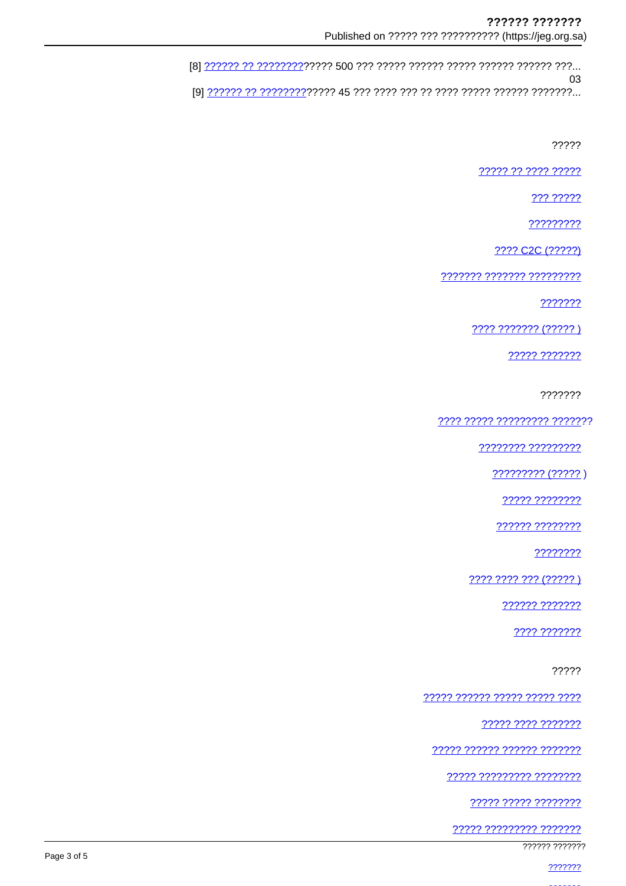[8] ?????? ?? ????????????? 500 ??? ????? ?????? ????? ?????? ?????? ???...
03
[9] ?????? ?? ????????????? 45 ??? ???? ??? ?? ???? ????? ?????? ???????...

?????

????? ?? ???? ?????

??? ?????

?????????

???? C2C (?????)

??????? ??????? ?????????

???????

???? ??????? (????? )

????? ???????

???????

???? ????? ????????? ???????

???????? ?????????

????????? (????? )

????? ????????

?????? ????????

????????

???? ???? ??? (????? )

?????? ???????

???? ???????

?????

????? ?????? ????? ????? ????

????? ???? ???????

????? ?????? ?????? ???????

????? ????????? ????????

????? ????? ????????

????? ????????? ???????

?????? ???????

???????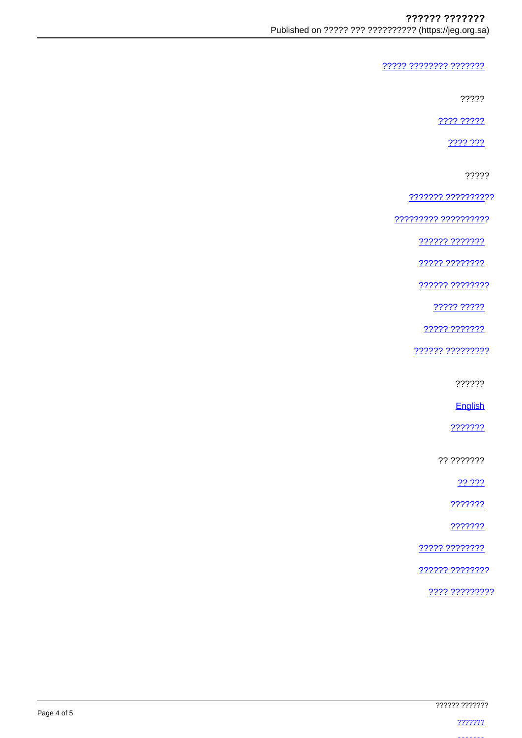????? ???????? ???????

?????

???? ?????

???? ???

?????

??????? ??????????

????????? ??????????

?????? ???????

????? ????????

?????? ????????

????? ?????

????? ???????

?????? ?????????

??????

English

???????

?? ???????

?? ???

???????

???????

????? ????????

?????? ????????

???? ?????????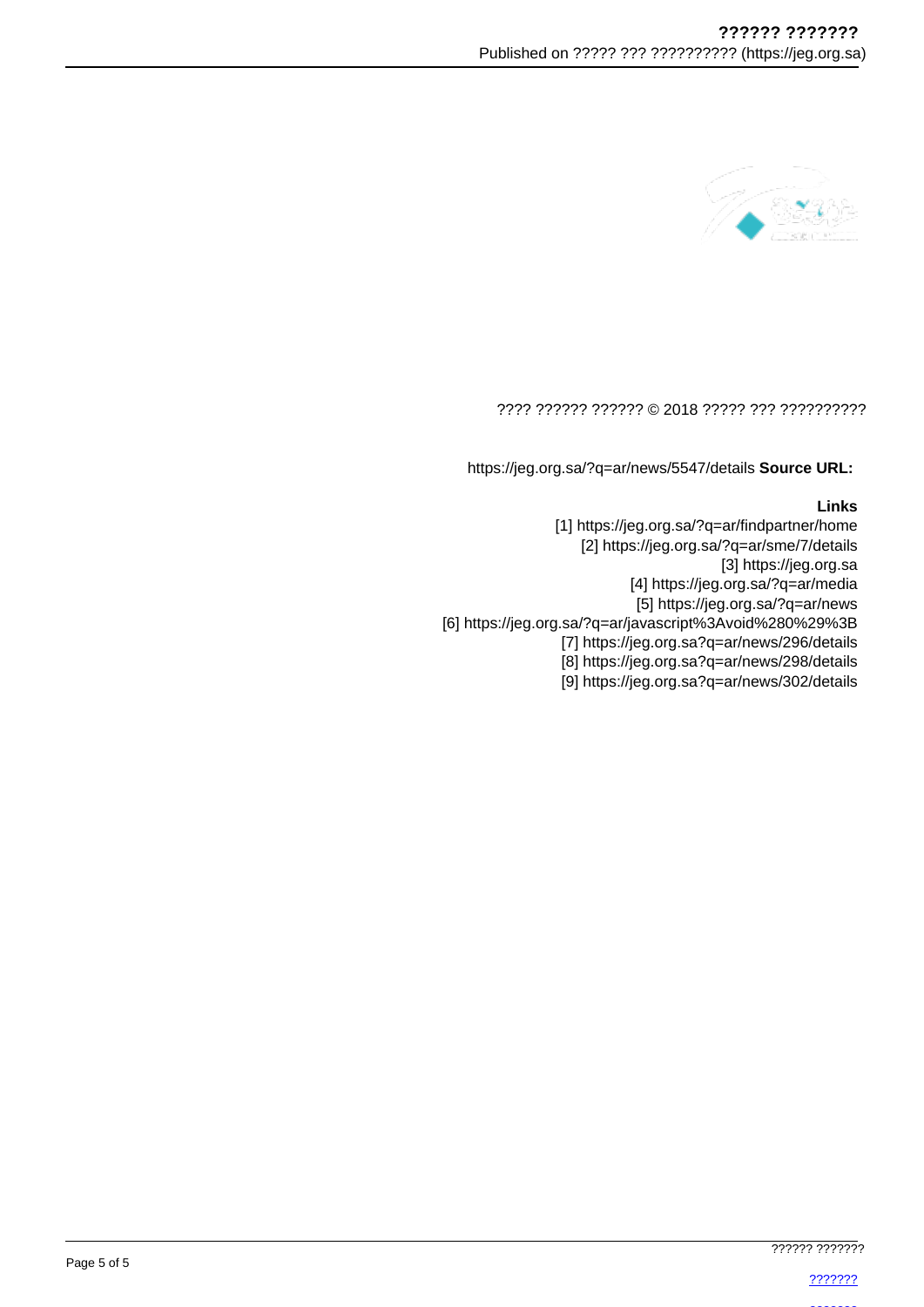???? ?????? ?????? © 2018 ????? ??? ??????????

https://jeg.org.sa/?q=ar/news/5547/details **Source URL:**

**Links**

[1] https://jeg.org.sa/?q=ar/findpartner/home
[2] https://jeg.org.sa/?q=ar/sme/7/details
[3] https://jeg.org.sa
[4] https://jeg.org.sa/?q=ar/media
[5] https://jeg.org.sa/?q=ar/news
[6] https://jeg.org.sa/?q=ar/javascript%3Avoid%280%29%3B
[7] https://jeg.org.sa?q=ar/news/296/details
[8] https://jeg.org.sa?q=ar/news/298/details
[9] https://jeg.org.sa?q=ar/news/302/details